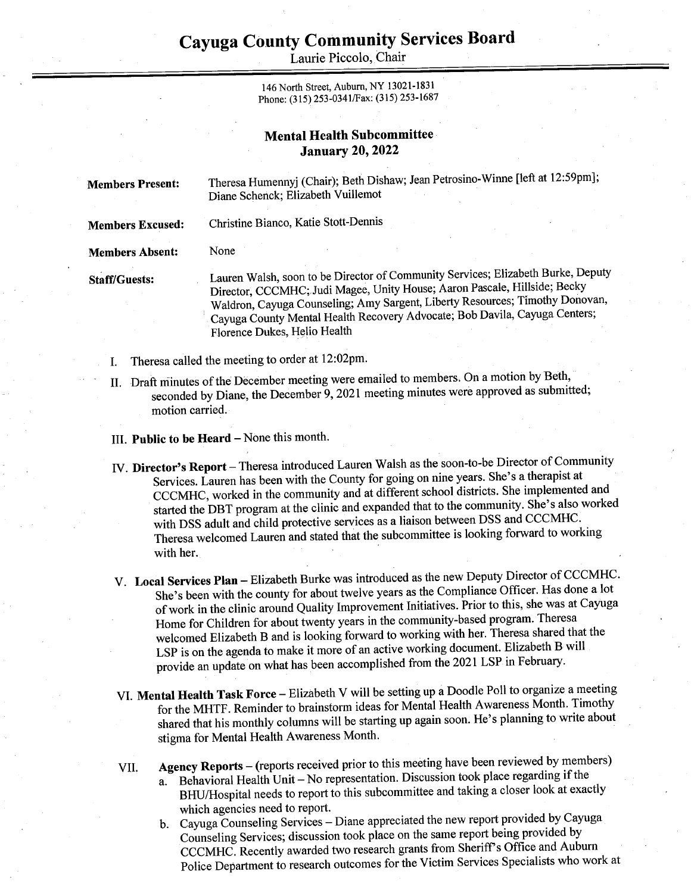# Cayuga County Community Services Board

Laurie Piccolo, Chair

146 North Street, Auburn, NY 13021-1831
Phone: (315) 253-0341/Fax: (315) 253-1687

## Mental Health Subcommittee
## January 20, 2022

**Members Present:** Theresa Humennyj (Chair); Beth Dishaw; Jean Petrosino-Winne [left at 12:59pm]; Diane Schenck; Elizabeth Vuillemot

**Members Excused:** Christine Bianco, Katie Stott-Dennis

**Members Absent:** None

**Staff/Guests:** Lauren Walsh, soon to be Director of Community Services; Elizabeth Burke, Deputy Director, CCCMHC; Judi Magee, Unity House; Aaron Pascale, Hillside; Becky Waldron, Cayuga Counseling; Amy Sargent, Liberty Resources; Timothy Donovan, Cayuga County Mental Health Recovery Advocate; Bob Davila, Cayuga Centers; Florence Dukes, Helio Health

I. Theresa called the meeting to order at 12:02pm.

II. Draft minutes of the December meeting were emailed to members. On a motion by Beth, seconded by Diane, the December 9, 2021 meeting minutes were approved as submitted; motion carried.

III. **Public to be Heard** – None this month.

IV. **Director's Report** – Theresa introduced Lauren Walsh as the soon-to-be Director of Community Services. Lauren has been with the County for going on nine years. She's a therapist at CCCMHC, worked in the community and at different school districts. She implemented and started the DBT program at the clinic and expanded that to the community. She's also worked with DSS adult and child protective services as a liaison between DSS and CCCMHC. Theresa welcomed Lauren and stated that the subcommittee is looking forward to working with her.

V. **Local Services Plan** – Elizabeth Burke was introduced as the new Deputy Director of CCCMHC. She's been with the county for about twelve years as the Compliance Officer. Has done a lot of work in the clinic around Quality Improvement Initiatives. Prior to this, she was at Cayuga Home for Children for about twenty years in the community-based program. Theresa welcomed Elizabeth B and is looking forward to working with her. Theresa shared that the LSP is on the agenda to make it more of an active working document. Elizabeth B will provide an update on what has been accomplished from the 2021 LSP in February.

VI. **Mental Health Task Force** – Elizabeth V will be setting up a Doodle Poll to organize a meeting for the MHTF. Reminder to brainstorm ideas for Mental Health Awareness Month. Timothy shared that his monthly columns will be starting up again soon. He's planning to write about stigma for Mental Health Awareness Month.

VII. **Agency Reports** – (reports received prior to this meeting have been reviewed by members)

   a. Behavioral Health Unit – No representation. Discussion took place regarding if the BHU/Hospital needs to report to this subcommittee and taking a closer look at exactly which agencies need to report.

   b. Cayuga Counseling Services – Diane appreciated the new report provided by Cayuga Counseling Services; discussion took place on the same report being provided by CCCMHC. Recently awarded two research grants from Sheriff's Office and Auburn Police Department to research outcomes for the Victim Services Specialists who work at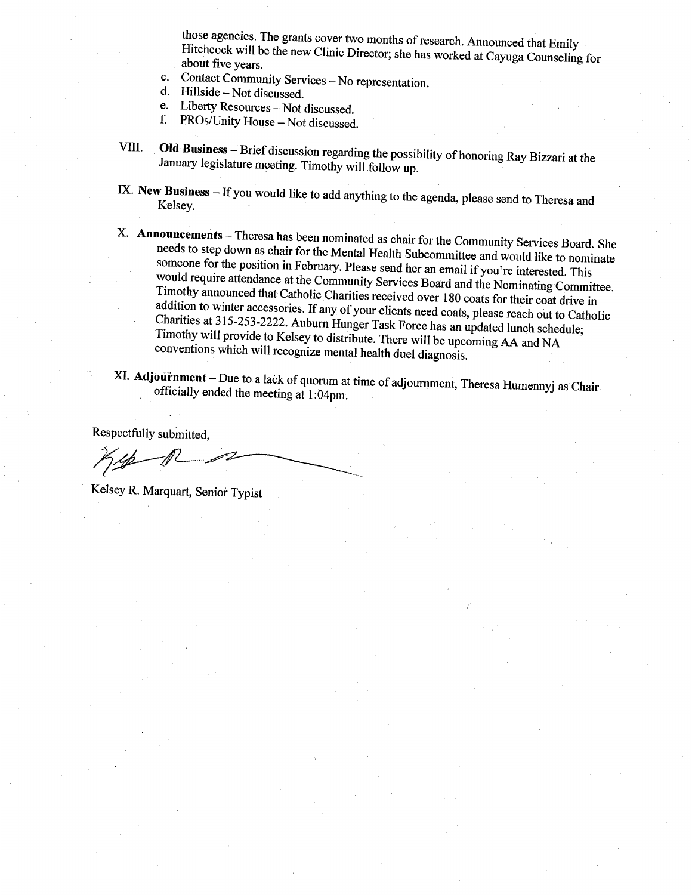those agencies. The grants cover two months of research. Announced that Emily Hitchcock will be the new Clinic Director; she has worked at Cayuga Counseling for about five years.

c. Contact Community Services – No representation.
d. Hillside – Not discussed.
e. Liberty Resources – Not discussed.
f. PROs/Unity House – Not discussed.

VIII. **Old Business** – Brief discussion regarding the possibility of honoring Ray Bizzari at the January legislature meeting. Timothy will follow up.

IX. **New Business** – If you would like to add anything to the agenda, please send to Theresa and Kelsey.

X. **Announcements** – Theresa has been nominated as chair for the Community Services Board. She needs to step down as chair for the Mental Health Subcommittee and would like to nominate someone for the position in February. Please send her an email if you're interested. This would require attendance at the Community Services Board and the Nominating Committee. Timothy announced that Catholic Charities received over 180 coats for their coat drive in addition to winter accessories. If any of your clients need coats, please reach out to Catholic Charities at 315-253-2222. Auburn Hunger Task Force has an updated lunch schedule; Timothy will provide to Kelsey to distribute. There will be upcoming AA and NA conventions which will recognize mental health duel diagnosis.

XI. **Adjournment** – Due to a lack of quorum at time of adjournment, Theresa Humennyj as Chair officially ended the meeting at 1:04pm.

Respectfully submitted,

Kelsey R. Marquart, Senior Typist